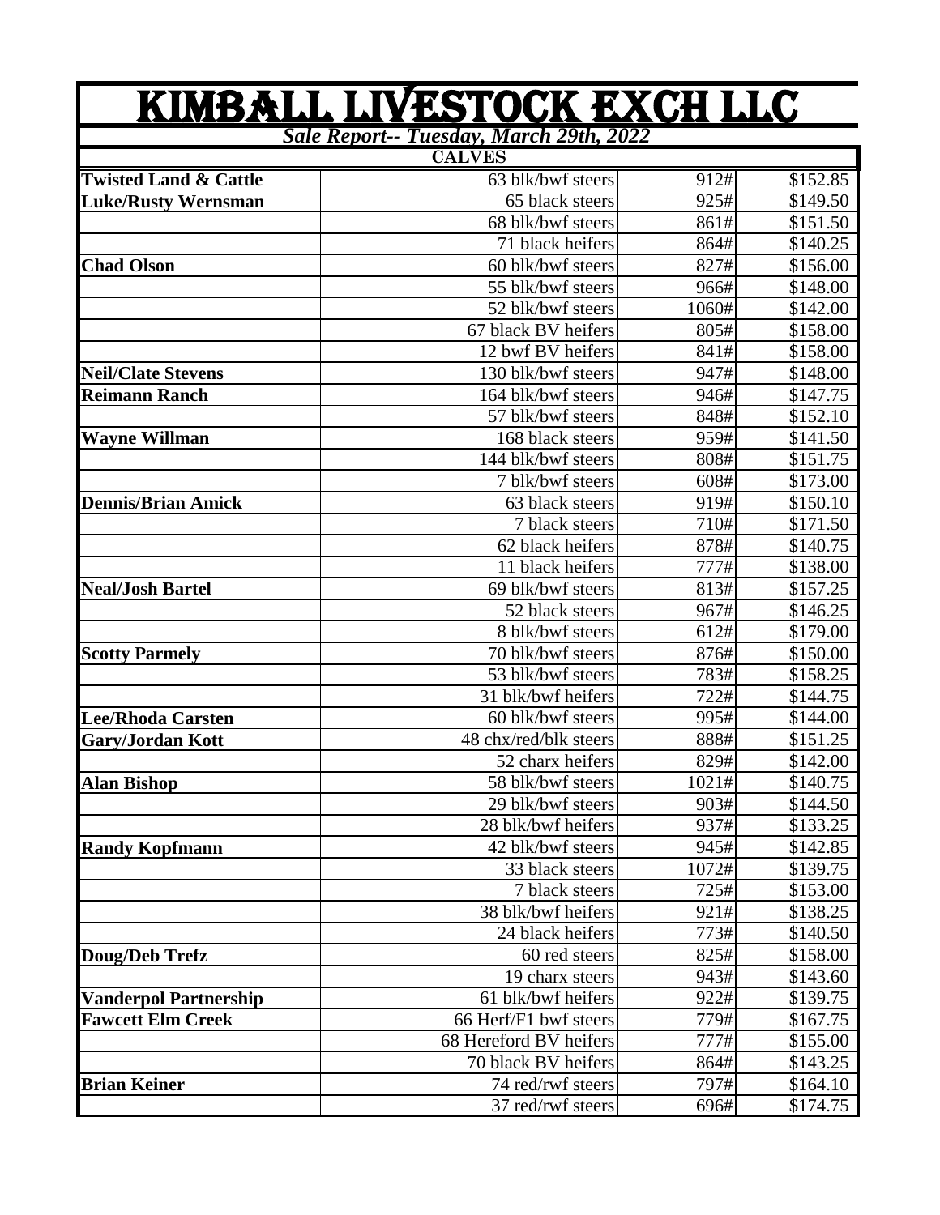# KIMBALL LIVESTOCK EXCH LLC

***Sale Report-- Tuesday, March 29th, 2022***

**CALVES**

| | | | |
|---|---|---|---|
| **Twisted Land & Cattle** | 63 blk/bwf steers | 912# | $152.85 |
| **Luke/Rusty Wernsman** | 65 black steers | 925# | $149.50 |
| | 68 blk/bwf steers | 861# | $151.50 |
| | 71 black heifers | 864# | $140.25 |
| **Chad Olson** | 60 blk/bwf steers | 827# | $156.00 |
| | 55 blk/bwf steers | 966# | $148.00 |
| | 52 blk/bwf steers | 1060# | $142.00 |
| | 67 black BV heifers | 805# | $158.00 |
| | 12 bwf BV heifers | 841# | $158.00 |
| **Neil/Clate Stevens** | 130 blk/bwf steers | 947# | $148.00 |
| **Reimann Ranch** | 164 blk/bwf steers | 946# | $147.75 |
| | 57 blk/bwf steers | 848# | $152.10 |
| **Wayne Willman** | 168 black steers | 959# | $141.50 |
| | 144 blk/bwf steers | 808# | $151.75 |
| | 7 blk/bwf steers | 608# | $173.00 |
| **Dennis/Brian Amick** | 63 black steers | 919# | $150.10 |
| | 7 black steers | 710# | $171.50 |
| | 62 black heifers | 878# | $140.75 |
| | 11 black heifers | 777# | $138.00 |
| **Neal/Josh Bartel** | 69 blk/bwf steers | 813# | $157.25 |
| | 52 black steers | 967# | $146.25 |
| | 8 blk/bwf steers | 612# | $179.00 |
| **Scotty Parmely** | 70 blk/bwf steers | 876# | $150.00 |
| | 53 blk/bwf steers | 783# | $158.25 |
| | 31 blk/bwf heifers | 722# | $144.75 |
| **Lee/Rhoda Carsten** | 60 blk/bwf steers | 995# | $144.00 |
| **Gary/Jordan Kott** | 48 chx/red/blk steers | 888# | $151.25 |
| | 52 charx heifers | 829# | $142.00 |
| **Alan Bishop** | 58 blk/bwf steers | 1021# | $140.75 |
| | 29 blk/bwf steers | 903# | $144.50 |
| | 28 blk/bwf heifers | 937# | $133.25 |
| **Randy Kopfmann** | 42 blk/bwf steers | 945# | $142.85 |
| | 33 black steers | 1072# | $139.75 |
| | 7 black steers | 725# | $153.00 |
| | 38 blk/bwf heifers | 921# | $138.25 |
| | 24 black heifers | 773# | $140.50 |
| **Doug/Deb Trefz** | 60 red steers | 825# | $158.00 |
| | 19 charx steers | 943# | $143.60 |
| **Vanderpol Partnership** | 61 blk/bwf heifers | 922# | $139.75 |
| **Fawcett Elm Creek** | 66 Herf/F1 bwf steers | 779# | $167.75 |
| | 68 Hereford BV heifers | 777# | $155.00 |
| | 70 black BV heifers | 864# | $143.25 |
| **Brian Keiner** | 74 red/rwf steers | 797# | $164.10 |
| | 37 red/rwf steers | 696# | $174.75 |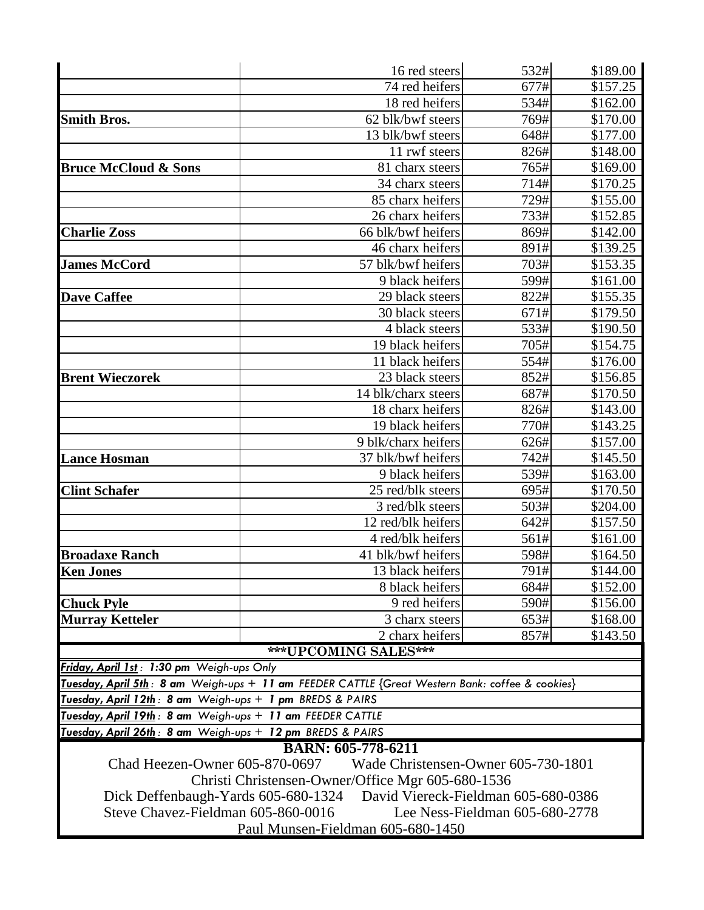| | | | |
|---|---|---|---|
| | 16 red steers | 532# | $189.00 |
| | 74 red heifers | 677# | $157.25 |
| | 18 red heifers | 534# | $162.00 |
| **Smith Bros.** | 62 blk/bwf steers | 769# | $170.00 |
| | 13 blk/bwf steers | 648# | $177.00 |
| | 11 rwf steers | 826# | $148.00 |
| **Bruce McCloud & Sons** | 81 charx steers | 765# | $169.00 |
| | 34 charx steers | 714# | $170.25 |
| | 85 charx heifers | 729# | $155.00 |
| | 26 charx heifers | 733# | $152.85 |
| **Charlie Zoss** | 66 blk/bwf heifers | 869# | $142.00 |
| | 46 charx heifers | 891# | $139.25 |
| **James McCord** | 57 blk/bwf heifers | 703# | $153.35 |
| | 9 black heifers | 599# | $161.00 |
| **Dave Caffee** | 29 black steers | 822# | $155.35 |
| | 30 black steers | 671# | $179.50 |
| | 4 black steers | 533# | $190.50 |
| | 19 black heifers | 705# | $154.75 |
| | 11 black heifers | 554# | $176.00 |
| **Brent Wieczorek** | 23 black steers | 852# | $156.85 |
| | 14 blk/charx steers | 687# | $170.50 |
| | 18 charx heifers | 826# | $143.00 |
| | 19 black heifers | 770# | $143.25 |
| | 9 blk/charx heifers | 626# | $157.00 |
| **Lance Hosman** | 37 blk/bwf heifers | 742# | $145.50 |
| | 9 black heifers | 539# | $163.00 |
| **Clint Schafer** | 25 red/blk steers | 695# | $170.50 |
| | 3 red/blk steers | 503# | $204.00 |
| | 12 red/blk heifers | 642# | $157.50 |
| | 4 red/blk heifers | 561# | $161.00 |
| **Broadaxe Ranch** | 41 blk/bwf heifers | 598# | $164.50 |
| **Ken Jones** | 13 black heifers | 791# | $144.00 |
| | 8 black heifers | 684# | $152.00 |
| **Chuck Pyle** | 9 red heifers | 590# | $156.00 |
| **Murray Ketteler** | 3 charx steers | 653# | $168.00 |
| | 2 charx heifers | 857# | $143.50 |

**\*\*\*UPCOMING SALES\*\*\***

***Friday, April 1st**: **1:30 pm** Weigh-ups Only*

***Tuesday, April 5th**: **8 am** Weigh-ups + **11 am** FEEDER CATTLE {Great Western Bank: coffee & cookies}*

***Tuesday, April 12th**: **8 am** Weigh-ups + **1 pm** BREDS & PAIRS*

***Tuesday, April 19th**: **8 am** Weigh-ups + **11 am** FEEDER CATTLE*

***Tuesday, April 26th**: **8 am** Weigh-ups + **12 pm** BREDS & PAIRS*

**BARN: 605-778-6211**

Chad Heezen-Owner 605-870-0697 Wade Christensen-Owner 605-730-1801

Christi Christensen-Owner/Office Mgr 605-680-1536

Dick Deffenbaugh-Yards 605-680-1324 David Viereck-Fieldman 605-680-0386

Steve Chavez-Fieldman 605-860-0016 Lee Ness-Fieldman 605-680-2778

Paul Munsen-Fieldman 605-680-1450